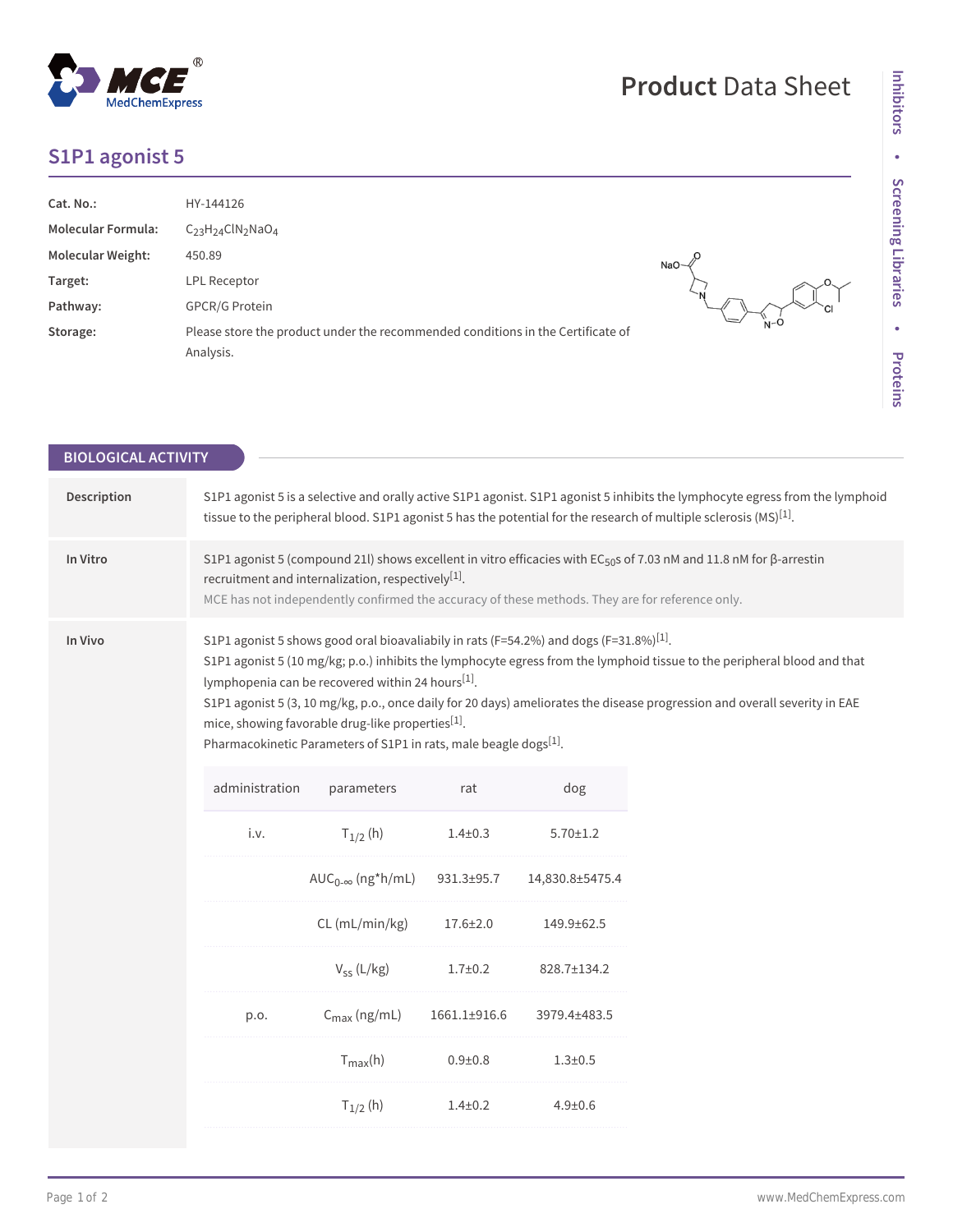# Product Data Sheet

## S1P1 agonist 5

| | |
|---|---|
| **Cat. No.:** | HY-144126 |
| **Molecular Formula:** | $C_{23}H_{24}ClN_2NaO_4$ |
| **Molecular Weight:** | 450.89 |
| **Target:** | LPL Receptor |
| **Pathway:** | GPCR/G Protein |
| **Storage:** | Please store the product under the recommended conditions in the Certificate of Analysis. |

## BIOLOGICAL ACTIVITY

**Description**

S1P1 agonist 5 is a selective and orally active S1P1 agonist. S1P1 agonist 5 inhibits the lymphocyte egress from the lymphoid tissue to the peripheral blood. S1P1 agonist 5 has the potential for the research of multiple sclerosis (MS)[1].

**In Vitro**

S1P1 agonist 5 (compound 21l) shows excellent in vitro efficacies with $EC_{50}$s of 7.03 nM and 11.8 nM for β-arrestin recruitment and internalization, respectively[1].

MCE has not independently confirmed the accuracy of these methods. They are for reference only.

**In Vivo**

S1P1 agonist 5 shows good oral bioavaliabily in rats (F=54.2%) and dogs (F=31.8%)[1].

S1P1 agonist 5 (10 mg/kg; p.o.) inhibits the lymphocyte egress from the lymphoid tissue to the peripheral blood and that lymphopenia can be recovered within 24 hours[1].

S1P1 agonist 5 (3, 10 mg/kg, p.o., once daily for 20 days) ameliorates the disease progression and overall severity in EAE mice, showing favorable drug-like properties[1].

Pharmacokinetic Parameters of S1P1 in rats, male beagle dogs[1].

| administration | parameters | rat | dog |
|---|---|---|---|
| i.v. | $T_{1/2}$ (h) | 1.4±0.3 | 5.70±1.2 |
| | $AUC_{0-\infty}$ (ng*h/mL) | 931.3±95.7 | 14,830.8±5475.4 |
| | CL (mL/min/kg) | 17.6±2.0 | 149.9±62.5 |
| | $V_{ss}$ (L/kg) | 1.7±0.2 | 828.7±134.2 |
| p.o. | $C_{max}$ (ng/mL) | 1661.1±916.6 | 3979.4±483.5 |
| | $T_{max}$(h) | 0.9±0.8 | 1.3±0.5 |
| | $T_{1/2}$ (h) | 1.4±0.2 | 4.9±0.6 |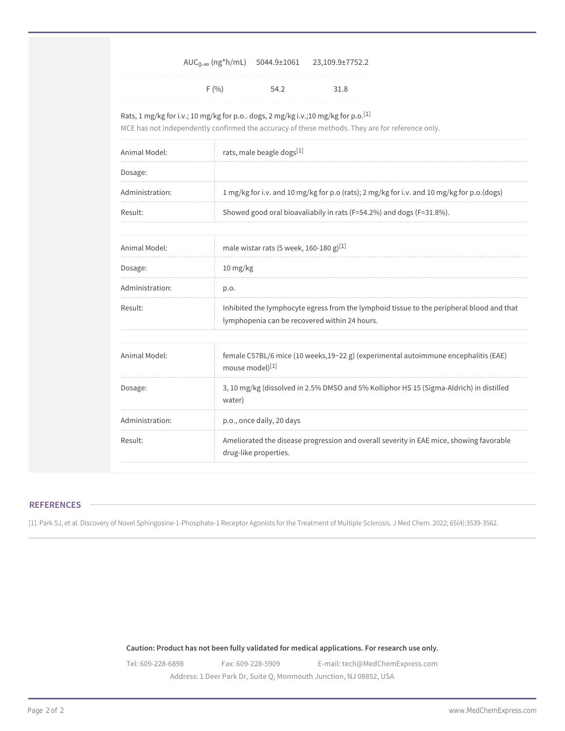| | | |
|---|---|---|
| $AUC_{0-\infty}$ (ng*h/mL) | 5044.9±1061 | 23,109.9±7752.2 |
| F (%) | 54.2 | 31.8 |

Rats, 1 mg/kg for i.v.; 10 mg/kg for p.o.. dogs, 2 mg/kg i.v.;10 mg/kg for p.o.[1]

MCE has not independently confirmed the accuracy of these methods. They are for reference only.

| | |
|---|---|
| Animal Model: | rats, male beagle dogs[1] |
| Dosage: | |
| Administration: | 1 mg/kg for i.v. and 10 mg/kg for p.o (rats); 2 mg/kg for i.v. and 10 mg/kg for p.o.(dogs) |
| Result: | Showed good oral bioavaliabily in rats (F=54.2%) and dogs (F=31.8%). |

| | |
|---|---|
| Animal Model: | male wistar rats (5 week, 160-180 g)[1] |
| Dosage: | 10 mg/kg |
| Administration: | p.o. |
| Result: | Inhibited the lymphocyte egress from the lymphoid tissue to the peripheral blood and that lymphopenia can be recovered within 24 hours. |

| | |
|---|---|
| Animal Model: | female C57BL/6 mice (10 weeks,19−22 g) (experimental autoimmune encephalitis (EAE) mouse model)[1] |
| Dosage: | 3, 10 mg/kg (dissolved in 2.5% DMSO and 5% Kolliphor HS 15 (Sigma-Aldrich) in distilled water) |
| Administration: | p.o., once daily, 20 days |
| Result: | Ameliorated the disease progression and overall severity in EAE mice, showing favorable drug-like properties. |

## REFERENCES

[1]. Park SJ, et al. Discovery of Novel Sphingosine-1-Phosphate-1 Receptor Agonists for the Treatment of Multiple Sclerosis. J Med Chem. 2022; 65(4):3539-3562.

**Caution: Product has not been fully validated for medical applications. For research use only.**

Tel: 609-228-6898 Fax: 609-228-5909 E-mail: tech@MedChemExpress.com

Address: 1 Deer Park Dr, Suite Q, Monmouth Junction, NJ 08852, USA